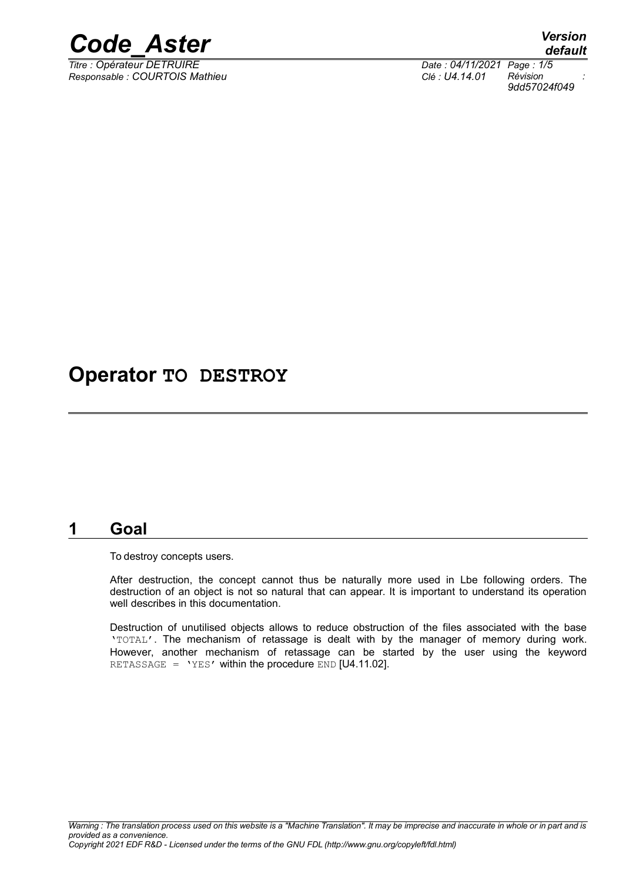# Operator TO DESTROY

## 1 Goal

To destroy concepts users.

After destruction, the concept cannot thus be naturally more used in Lbe following orders. The destruction of an object is not so natural that can appear. It is important to understand its operation well describes in this documentation.

Destruction of unutilised objects allows to reduce obstruction of the files associated with the base 'TOTAL'. The mechanism of retassage is dealt with by the manager of memory during work. However, another mechanism of retassage can be started by the user using the keyword RETASSAGE = 'YES' within the procedure END [U4.11.02].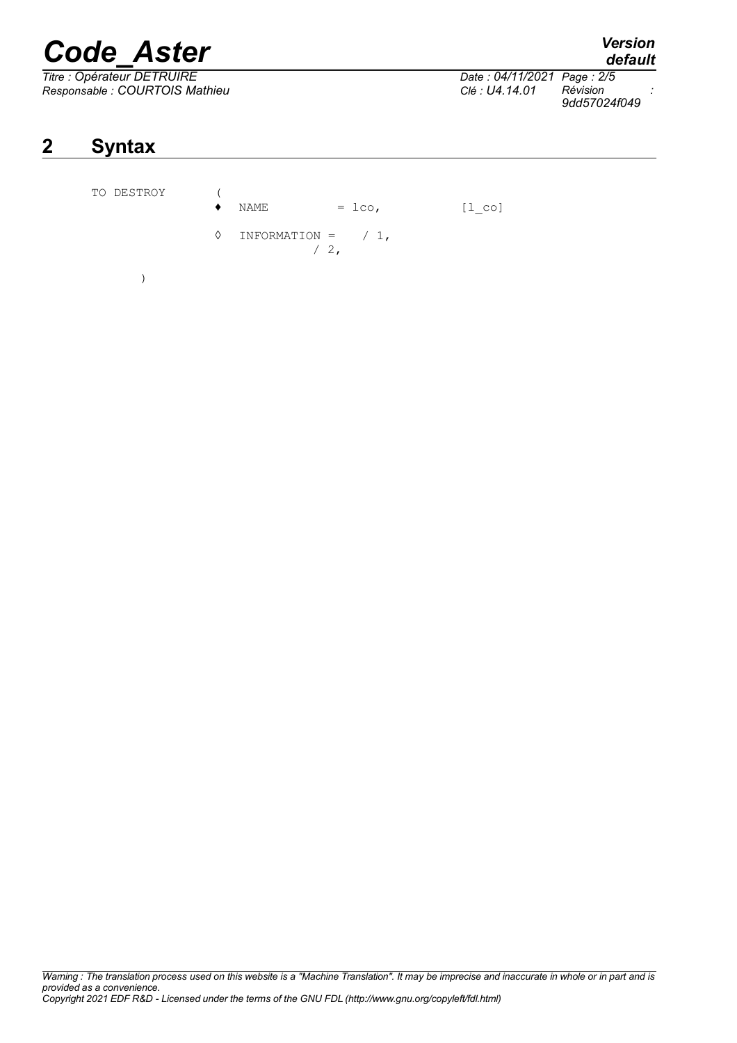## 2 Syntax

```
TO DESTROY      (
                ♦  NAME          = lco,          [l_co]

                ◊  INFORMATION =    / 1,
                              / 2,

        )
```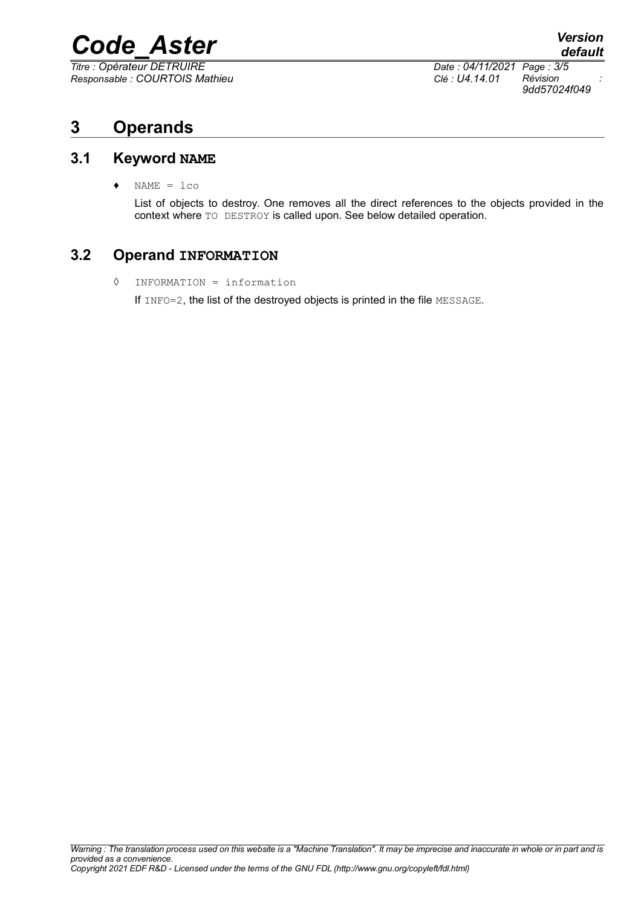# 3 Operands

## 3.1 Keyword NAME

♦ NAME = lco

List of objects to destroy. One removes all the direct references to the objects provided in the context where TO DESTROY is called upon. See below detailed operation.

## 3.2 Operand INFORMATION

◊ INFORMATION = information

If INFO=2, the list of the destroyed objects is printed in the file MESSAGE.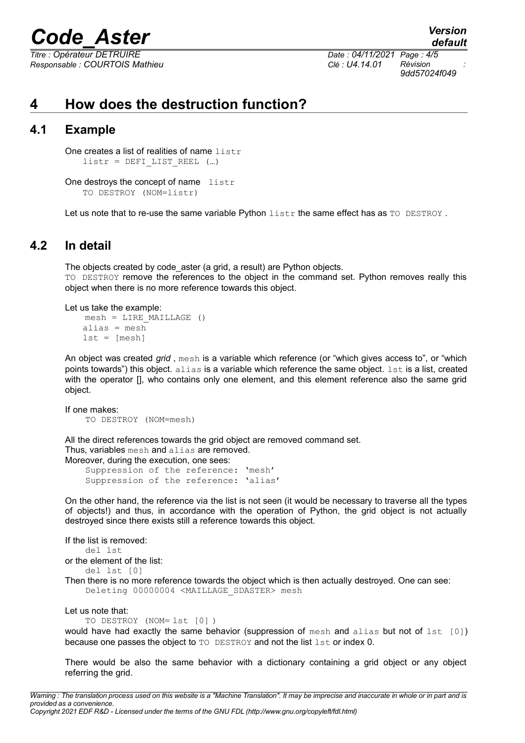# 4 How does the destruction function?

## 4.1 Example

One creates a list of realities of name `listr`

```
listr = DEFI_LIST_REEL (…)
```

One destroys the concept of name `listr`

```
TO DESTROY (NOM=listr)
```

Let us note that to re-use the same variable Python `listr` the same effect has as `TO DESTROY` .

## 4.2 In detail

The objects created by code_aster (a grid, a result) are Python objects.
`TO DESTROY` remove the references to the object in the command set. Python removes really this object when there is no more reference towards this object.

Let us take the example:

```
mesh = LIRE_MAILLAGE ()
alias = mesh
lst = [mesh]
```

An object was created *grid* , `mesh` is a variable which reference (or "which gives access to", or "which points towards") this object. `alias` is a variable which reference the same object. `lst` is a list, created with the operator [], who contains only one element, and this element reference also the same grid object.

If one makes:

```
TO DESTROY (NOM=mesh)
```

All the direct references towards the grid object are removed command set.
Thus, variables `mesh` and `alias` are removed.
Moreover, during the execution, one sees:

```
Suppression of the reference: 'mesh'
Suppression of the reference: 'alias'
```

On the other hand, the reference via the list is not seen (it would be necessary to traverse all the types of objects!) and thus, in accordance with the operation of Python, the grid object is not actually destroyed since there exists still a reference towards this object.

If the list is removed:

```
del lst
```

or the element of the list:

```
del lst [0]
```

Then there is no more reference towards the object which is then actually destroyed. One can see:

```
Deleting 00000004 <MAILLAGE_SDASTER> mesh
```

Let us note that:

```
TO DESTROY (NOM= lst [0] )
```

would have had exactly the same behavior (suppression of `mesh` and `alias` but not of `lst [0]`) because one passes the object to `TO DESTROY` and not the list `lst` or index 0.

There would be also the same behavior with a dictionary containing a grid object or any object referring the grid.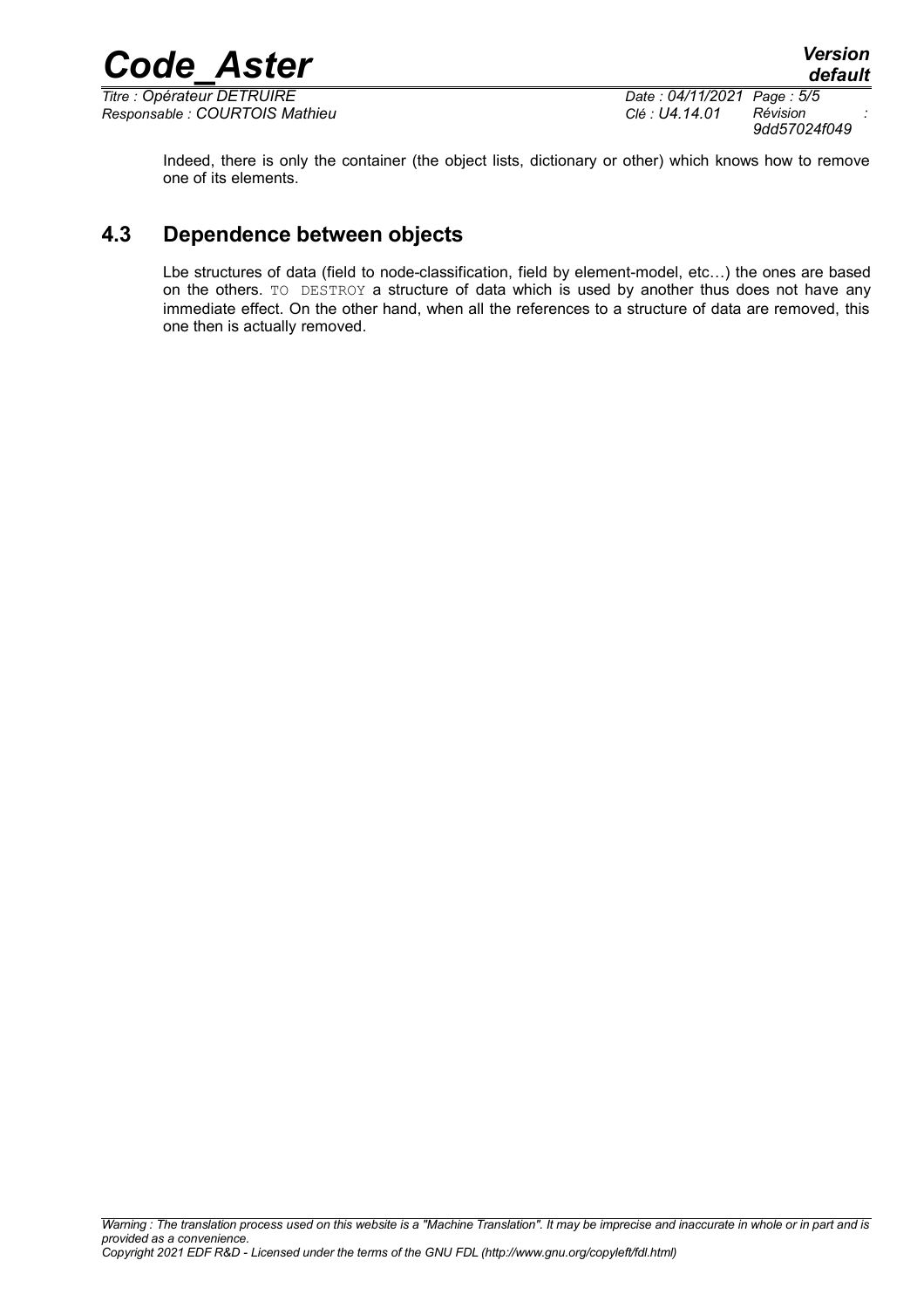Indeed, there is only the container (the object lists, dictionary or other) which knows how to remove one of its elements.

## 4.3 Dependence between objects

Lbe structures of data (field to node-classification, field by element-model, etc…) the ones are based on the others. `TO DESTROY` a structure of data which is used by another thus does not have any immediate effect. On the other hand, when all the references to a structure of data are removed, this one then is actually removed.